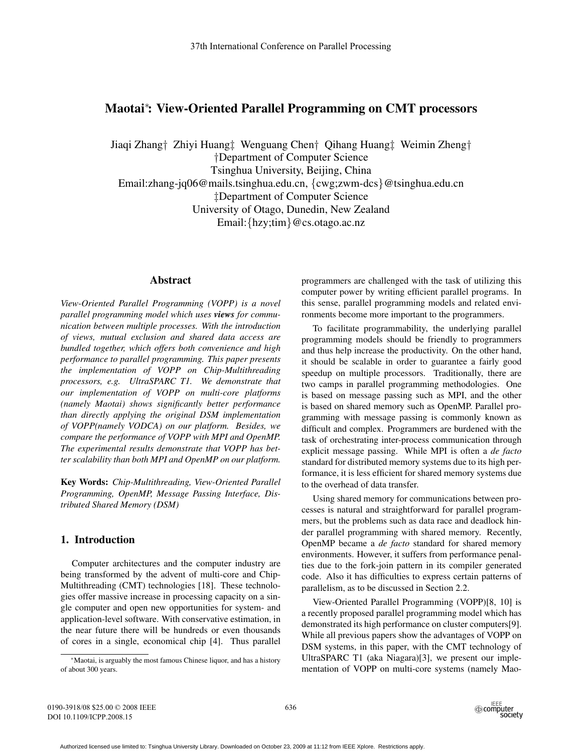# Maotai*: View-Oriented Parallel Programming on CMT processors

Jiaqi Zhang† Zhiyi Huang‡ Wenguang Chen† Qihang Huang‡ Weimin Zheng†
†Department of Computer Science
Tsinghua University, Beijing, China
Email:zhang-jq06@mails.tsinghua.edu.cn, {cwg;zwm-dcs}@tsinghua.edu.cn
‡Department of Computer Science
University of Otago, Dunedin, New Zealand
Email:{hzy;tim}@cs.otago.ac.nz

## Abstract

*View-Oriented Parallel Programming (VOPP) is a novel parallel programming model which uses* ***views*** *for communication between multiple processes. With the introduction of views, mutual exclusion and shared data access are bundled together, which offers both convenience and high performance to parallel programming. This paper presents the implementation of VOPP on Chip-Multithreading processors, e.g. UltraSPARC T1. We demonstrate that our implementation of VOPP on multi-core platforms (namely Maotai) shows significantly better performance than directly applying the original DSM implementation of VOPP(namely VODCA) on our platform. Besides, we compare the performance of VOPP with MPI and OpenMP. The experimental results demonstrate that VOPP has better scalability than both MPI and OpenMP on our platform.*

**Key Words:** *Chip-Multithreading, View-Oriented Parallel Programming, OpenMP, Message Passing Interface, Distributed Shared Memory (DSM)*

## 1. Introduction

Computer architectures and the computer industry are being transformed by the advent of multi-core and Chip-Multithreading (CMT) technologies [18]. These technologies offer massive increase in processing capacity on a single computer and open new opportunities for system- and application-level software. With conservative estimation, in the near future there will be hundreds or even thousands of cores in a single, economical chip [4]. Thus parallel programmers are challenged with the task of utilizing this computer power by writing efficient parallel programs. In this sense, parallel programming models and related environments become more important to the programmers.

To facilitate programmability, the underlying parallel programming models should be friendly to programmers and thus help increase the productivity. On the other hand, it should be scalable in order to guarantee a fairly good speedup on multiple processors. Traditionally, there are two camps in parallel programming methodologies. One is based on message passing such as MPI, and the other is based on shared memory such as OpenMP. Parallel programming with message passing is commonly known as difficult and complex. Programmers are burdened with the task of orchestrating inter-process communication through explicit message passing. While MPI is often a *de facto* standard for distributed memory systems due to its high performance, it is less efficient for shared memory systems due to the overhead of data transfer.

Using shared memory for communications between processes is natural and straightforward for parallel programmers, but the problems such as data race and deadlock hinder parallel programming with shared memory. Recently, OpenMP became a *de facto* standard for shared memory environments. However, it suffers from performance penalties due to the fork-join pattern in its compiler generated code. Also it has difficulties to express certain patterns of parallelism, as to be discussed in Section 2.2.

View-Oriented Parallel Programming (VOPP)[8, 10] is a recently proposed parallel programming model which has demonstrated its high performance on cluster computers[9]. While all previous papers show the advantages of VOPP on DSM systems, in this paper, with the CMT technology of UltraSPARC T1 (aka Niagara)[3], we present our implementation of VOPP on multi-core systems (namely Mao-

*Maotai, is arguably the most famous Chinese liquor, and has a history of about 300 years.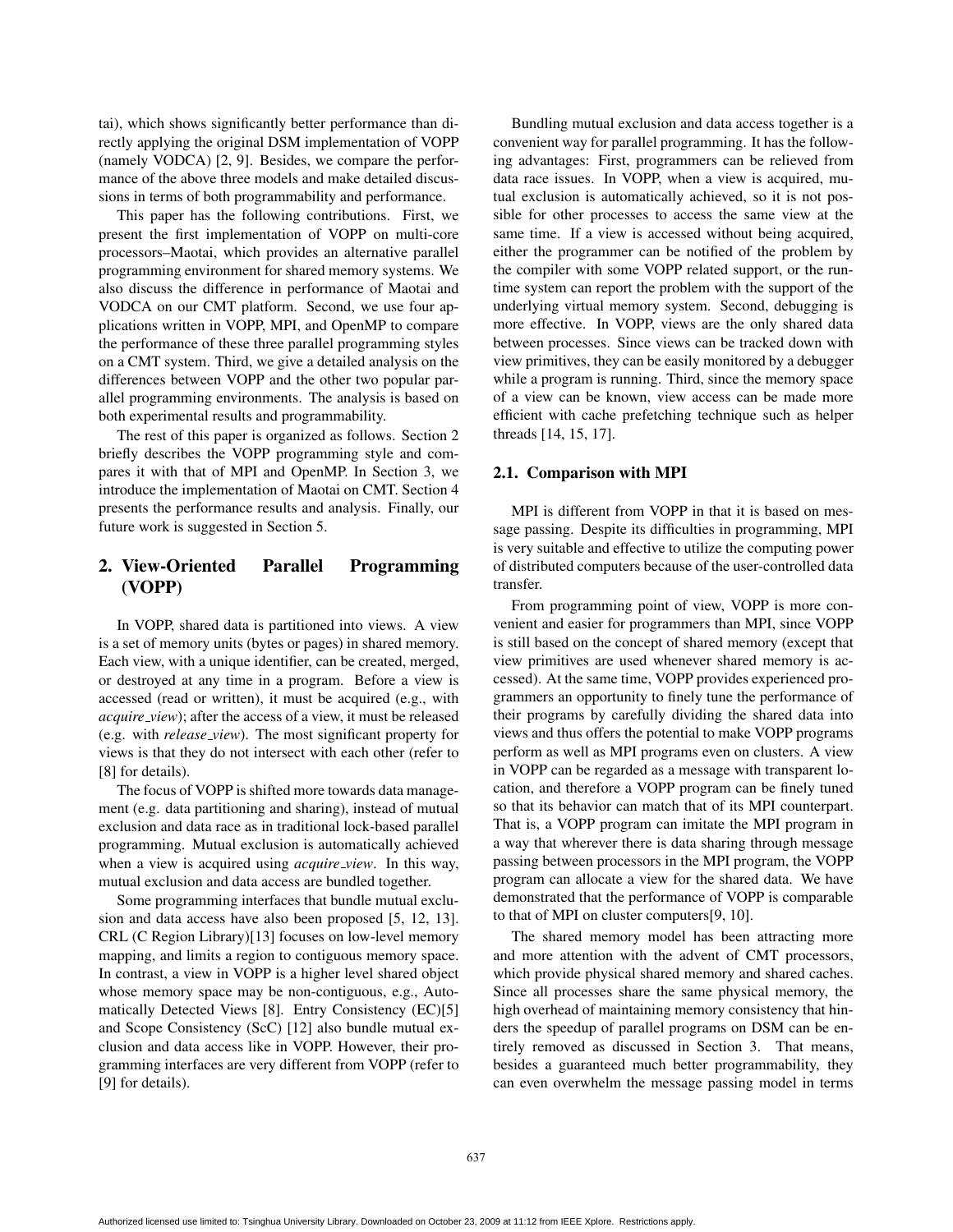tai), which shows significantly better performance than directly applying the original DSM implementation of VOPP (namely VODCA) [2, 9]. Besides, we compare the performance of the above three models and make detailed discussions in terms of both programmability and performance.

This paper has the following contributions. First, we present the first implementation of VOPP on multi-core processors–Maotai, which provides an alternative parallel programming environment for shared memory systems. We also discuss the difference in performance of Maotai and VODCA on our CMT platform. Second, we use four applications written in VOPP, MPI, and OpenMP to compare the performance of these three parallel programming styles on a CMT system. Third, we give a detailed analysis on the differences between VOPP and the other two popular parallel programming environments. The analysis is based on both experimental results and programmability.

The rest of this paper is organized as follows. Section 2 briefly describes the VOPP programming style and compares it with that of MPI and OpenMP. In Section 3, we introduce the implementation of Maotai on CMT. Section 4 presents the performance results and analysis. Finally, our future work is suggested in Section 5.

## 2. View-Oriented Parallel Programming (VOPP)

In VOPP, shared data is partitioned into views. A view is a set of memory units (bytes or pages) in shared memory. Each view, with a unique identifier, can be created, merged, or destroyed at any time in a program. Before a view is accessed (read or written), it must be acquired (e.g., with *acquire_view*); after the access of a view, it must be released (e.g. with *release_view*). The most significant property for views is that they do not intersect with each other (refer to [8] for details).

The focus of VOPP is shifted more towards data management (e.g. data partitioning and sharing), instead of mutual exclusion and data race as in traditional lock-based parallel programming. Mutual exclusion is automatically achieved when a view is acquired using *acquire_view*. In this way, mutual exclusion and data access are bundled together.

Some programming interfaces that bundle mutual exclusion and data access have also been proposed [5, 12, 13]. CRL (C Region Library)[13] focuses on low-level memory mapping, and limits a region to contiguous memory space. In contrast, a view in VOPP is a higher level shared object whose memory space may be non-contiguous, e.g., Automatically Detected Views [8]. Entry Consistency (EC)[5] and Scope Consistency (ScC) [12] also bundle mutual exclusion and data access like in VOPP. However, their programming interfaces are very different from VOPP (refer to [9] for details).

Bundling mutual exclusion and data access together is a convenient way for parallel programming. It has the following advantages: First, programmers can be relieved from data race issues. In VOPP, when a view is acquired, mutual exclusion is automatically achieved, so it is not possible for other processes to access the same view at the same time. If a view is accessed without being acquired, either the programmer can be notified of the problem by the compiler with some VOPP related support, or the runtime system can report the problem with the support of the underlying virtual memory system. Second, debugging is more effective. In VOPP, views are the only shared data between processes. Since views can be tracked down with view primitives, they can be easily monitored by a debugger while a program is running. Third, since the memory space of a view can be known, view access can be made more efficient with cache prefetching technique such as helper threads [14, 15, 17].

### 2.1. Comparison with MPI

MPI is different from VOPP in that it is based on message passing. Despite its difficulties in programming, MPI is very suitable and effective to utilize the computing power of distributed computers because of the user-controlled data transfer.

From programming point of view, VOPP is more convenient and easier for programmers than MPI, since VOPP is still based on the concept of shared memory (except that view primitives are used whenever shared memory is accessed). At the same time, VOPP provides experienced programmers an opportunity to finely tune the performance of their programs by carefully dividing the shared data into views and thus offers the potential to make VOPP programs perform as well as MPI programs even on clusters. A view in VOPP can be regarded as a message with transparent location, and therefore a VOPP program can be finely tuned so that its behavior can match that of its MPI counterpart. That is, a VOPP program can imitate the MPI program in a way that wherever there is data sharing through message passing between processors in the MPI program, the VOPP program can allocate a view for the shared data. We have demonstrated that the performance of VOPP is comparable to that of MPI on cluster computers[9, 10].

The shared memory model has been attracting more and more attention with the advent of CMT processors, which provide physical shared memory and shared caches. Since all processes share the same physical memory, the high overhead of maintaining memory consistency that hinders the speedup of parallel programs on DSM can be entirely removed as discussed in Section 3. That means, besides a guaranteed much better programmability, they can even overwhelm the message passing model in terms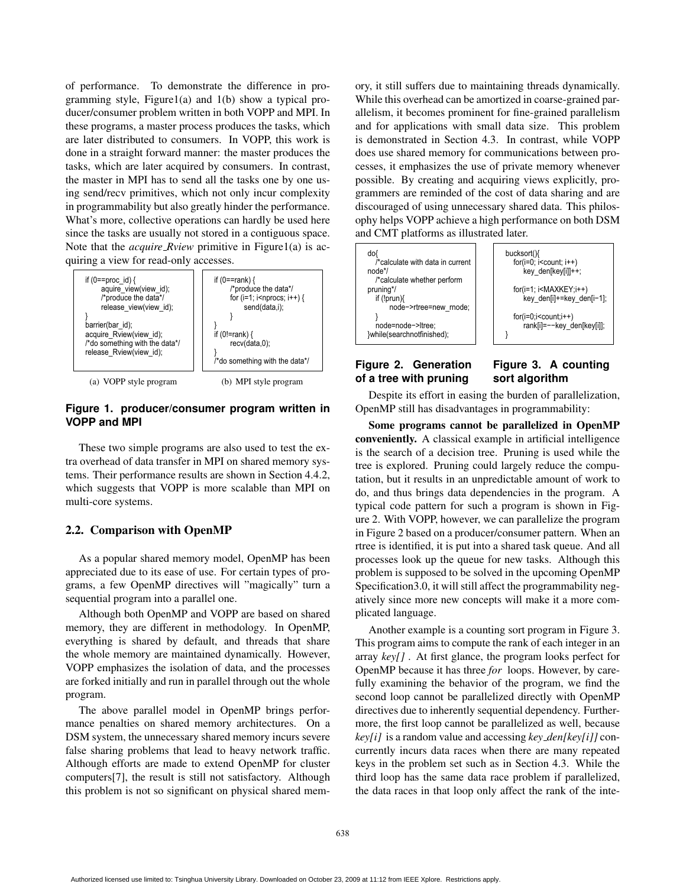of performance. To demonstrate the difference in programming style, Figure1(a) and 1(b) show a typical producer/consumer problem written in both VOPP and MPI. In these programs, a master process produces the tasks, which are later distributed to consumers. In VOPP, this work is done in a straight forward manner: the master produces the tasks, which are later acquired by consumers. In contrast, the master in MPI has to send all the tasks one by one using send/recv primitives, which not only incur complexity in programmability but also greatly hinder the performance. What's more, collective operations can hardly be used here since the tasks are usually not stored in a contiguous space. Note that the *acquire_Rview* primitive in Figure1(a) is acquiring a view for read-only accesses.

```
if (0==proc_id) {
      aquire_view(view_id);
      /*produce the data*/
      release_view(view_id);
}
barrier(bar_id);
acquire_Rview(view_id);
/*do something with the data*/
release_Rview(view_id);
```

(a) VOPP style program

```
if (0==rank) {
      /*produce the data*/
      for (i=1; i<nprocs; i++) {
            send(data,i);
      }
}
if (0!=rank) {
      recv(data,0);
}
/*do something with the data*/
```

(b) MPI style program

**Figure 1. producer/consumer program written in VOPP and MPI**

These two simple programs are also used to test the extra overhead of data transfer in MPI on shared memory systems. Their performance results are shown in Section 4.4.2, which suggests that VOPP is more scalable than MPI on multi-core systems.

### 2.2. Comparison with OpenMP

As a popular shared memory model, OpenMP has been appreciated due to its ease of use. For certain types of programs, a few OpenMP directives will "magically" turn a sequential program into a parallel one.

Although both OpenMP and VOPP are based on shared memory, they are different in methodology. In OpenMP, everything is shared by default, and threads that share the whole memory are maintained dynamically. However, VOPP emphasizes the isolation of data, and the processes are forked initially and run in parallel through out the whole program.

The above parallel model in OpenMP brings performance penalties on shared memory architectures. On a DSM system, the unnecessary shared memory incurs severe false sharing problems that lead to heavy network traffic. Although efforts are made to extend OpenMP for cluster computers[7], the result is still not satisfactory. Although this problem is not so significant on physical shared memory, it still suffers due to maintaining threads dynamically. While this overhead can be amortized in coarse-grained parallelism, it becomes prominent for fine-grained parallelism and for applications with small data size. This problem is demonstrated in Section 4.3. In contrast, while VOPP does use shared memory for communications between processes, it emphasizes the use of private memory whenever possible. By creating and acquiring views explicitly, programmers are reminded of the cost of data sharing and are discouraged of using unnecessary shared data. This philosophy helps VOPP achieve a high performance on both DSM and CMT platforms as illustrated later.

```
do{
   /*calculate with data in current node*/
   /*calculate whether perform pruning*/
   if (!prun){
        node->rtree=new_rnode;
   }
   node=node->ltree;
}while(searchnotfinished);
```

**Figure 2. Generation of a tree with pruning**

```
bucksort(){
   for(i=0; i<count; i++)
        key_den[key[i]]++;

   for(i=1; i<MAXKEY;i++)
        key_den[i]+=key_den[i-1];

   for(i=0;i<count;i++)
        rank[i]=--key_den[key[i]];
}
```

**Figure 3. A counting sort algorithm**

Despite its effort in easing the burden of parallelization, OpenMP still has disadvantages in programmability:

**Some programs cannot be parallelized in OpenMP conveniently.** A classical example in artificial intelligence is the search of a decision tree. Pruning is used while the tree is explored. Pruning could largely reduce the computation, but it results in an unpredictable amount of work to do, and thus brings data dependencies in the program. A typical code pattern for such a program is shown in Figure 2. With VOPP, however, we can parallelize the program in Figure 2 based on a producer/consumer pattern. When an rtree is identified, it is put into a shared task queue. And all processes look up the queue for new tasks. Although this problem is supposed to be solved in the upcoming OpenMP Specification3.0, it will still affect the programmability negatively since more new concepts will make it a more complicated language.

Another example is a counting sort program in Figure 3. This program aims to compute the rank of each integer in an array *key[]* . At first glance, the program looks perfect for OpenMP because it has three *for* loops. However, by carefully examining the behavior of the program, we find the second loop cannot be parallelized directly with OpenMP directives due to inherently sequential dependency. Furthermore, the first loop cannot be parallelized as well, because *key[i]* is a random value and accessing *key_den[key[i]]* concurrently incurs data races when there are many repeated keys in the problem set such as in Section 4.3. While the third loop has the same data race problem if parallelized, the data races in that loop only affect the rank of the inte-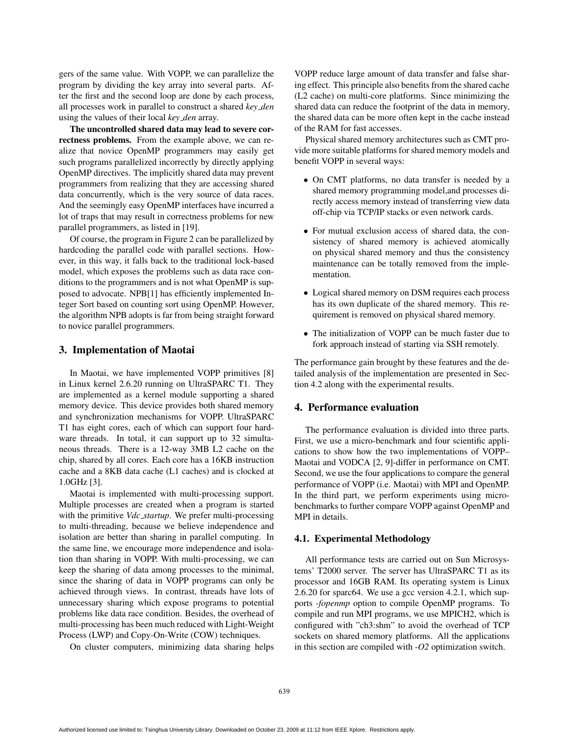gers of the same value. With VOPP, we can parallelize the program by dividing the key array into several parts. After the first and the second loop are done by each process, all processes work in parallel to construct a shared *key_den* using the values of their local *key_den* array.

**The uncontrolled shared data may lead to severe correctness problems.** From the example above, we can realize that novice OpenMP programmers may easily get such programs parallelized incorrectly by directly applying OpenMP directives. The implicitly shared data may prevent programmers from realizing that they are accessing shared data concurrently, which is the very source of data races. And the seemingly easy OpenMP interfaces have incurred a lot of traps that may result in correctness problems for new parallel programmers, as listed in [19].

Of course, the program in Figure 2 can be parallelized by hardcoding the parallel code with parallel sections. However, in this way, it falls back to the traditional lock-based model, which exposes the problems such as data race conditions to the programmers and is not what OpenMP is supposed to advocate. NPB[1] has efficiently implemented Integer Sort based on counting sort using OpenMP. However, the algorithm NPB adopts is far from being straight forward to novice parallel programmers.

## 3. Implementation of Maotai

In Maotai, we have implemented VOPP primitives [8] in Linux kernel 2.6.20 running on UltraSPARC T1. They are implemented as a kernel module supporting a shared memory device. This device provides both shared memory and synchronization mechanisms for VOPP. UltraSPARC T1 has eight cores, each of which can support four hardware threads. In total, it can support up to 32 simultaneous threads. There is a 12-way 3MB L2 cache on the chip, shared by all cores. Each core has a 16KB instruction cache and a 8KB data cache (L1 caches) and is clocked at 1.0GHz [3].

Maotai is implemented with multi-processing support. Multiple processes are created when a program is started with the primitive *Vdc_startup*. We prefer multi-processing to multi-threading, because we believe independence and isolation are better than sharing in parallel computing. In the same line, we encourage more independence and isolation than sharing in VOPP. With multi-processing, we can keep the sharing of data among processes to the minimal, since the sharing of data in VOPP programs can only be achieved through views. In contrast, threads have lots of unnecessary sharing which expose programs to potential problems like data race condition. Besides, the overhead of multi-processing has been much reduced with Light-Weight Process (LWP) and Copy-On-Write (COW) techniques.

On cluster computers, minimizing data sharing helps VOPP reduce large amount of data transfer and false sharing effect. This principle also benefits from the shared cache (L2 cache) on multi-core platforms. Since minimizing the shared data can reduce the footprint of the data in memory, the shared data can be more often kept in the cache instead of the RAM for fast accesses.

Physical shared memory architectures such as CMT provide more suitable platforms for shared memory models and benefit VOPP in several ways:

- On CMT platforms, no data transfer is needed by a shared memory programming model,and processes directly access memory instead of transferring view data off-chip via TCP/IP stacks or even network cards.
- For mutual exclusion access of shared data, the consistency of shared memory is achieved atomically on physical shared memory and thus the consistency maintenance can be totally removed from the implementation.
- Logical shared memory on DSM requires each process has its own duplicate of the shared memory. This requirement is removed on physical shared memory.
- The initialization of VOPP can be much faster due to fork approach instead of starting via SSH remotely.

The performance gain brought by these features and the detailed analysis of the implementation are presented in Section 4.2 along with the experimental results.

## 4. Performance evaluation

The performance evaluation is divided into three parts. First, we use a micro-benchmark and four scientific applications to show how the two implementations of VOPP–Maotai and VODCA [2, 9]-differ in performance on CMT. Second, we use the four applications to compare the general performance of VOPP (i.e. Maotai) with MPI and OpenMP. In the third part, we perform experiments using micro-benchmarks to further compare VOPP against OpenMP and MPI in details.

### 4.1. Experimental Methodology

All performance tests are carried out on Sun Microsystems' T2000 server. The server has UltraSPARC T1 as its processor and 16GB RAM. Its operating system is Linux 2.6.20 for sparc64. We use a gcc version 4.2.1, which supports *-fopenmp* option to compile OpenMP programs. To compile and run MPI programs, we use MPICH2, which is configured with "ch3:shm" to avoid the overhead of TCP sockets on shared memory platforms. All the applications in this section are compiled with *-O2* optimization switch.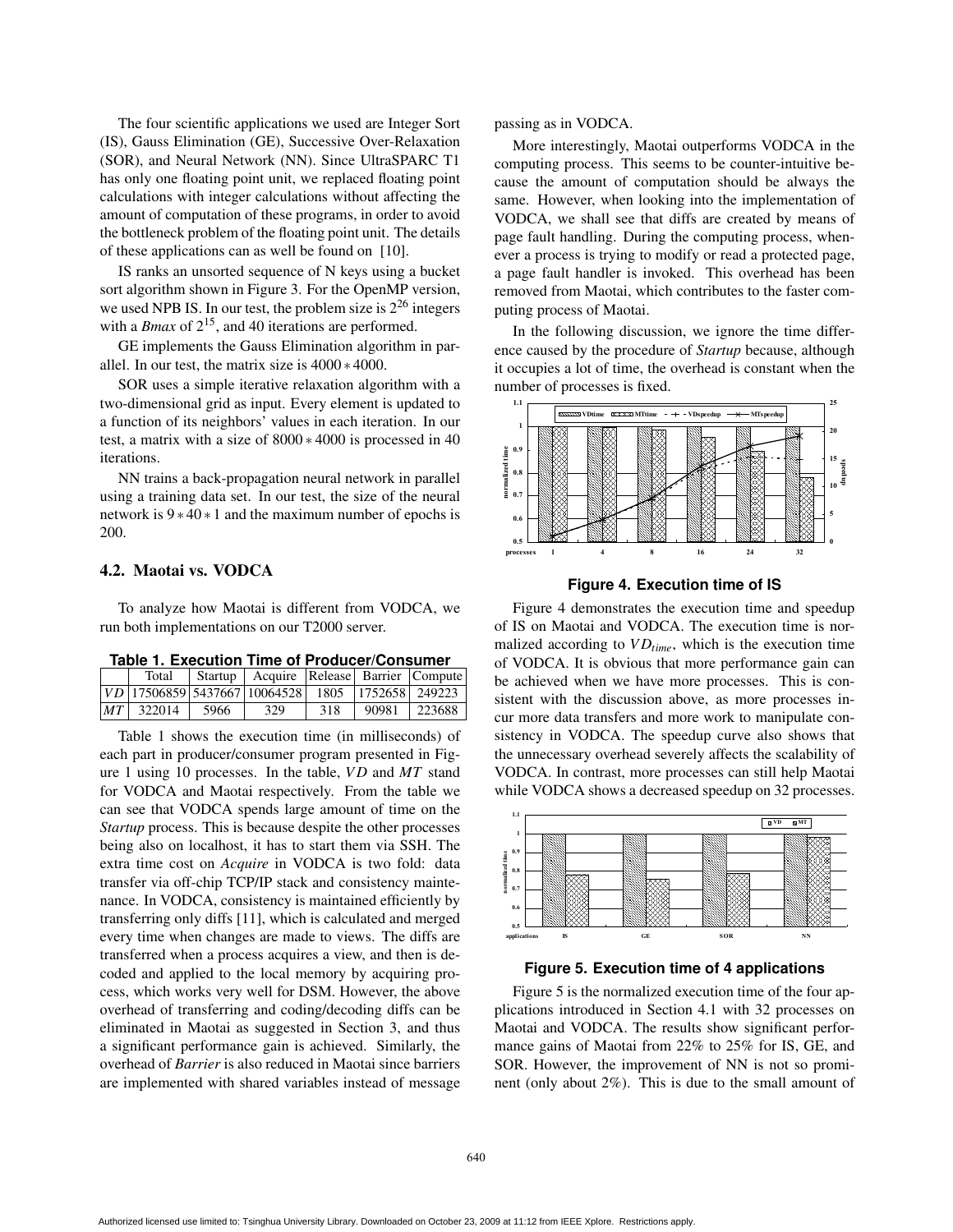The four scientific applications we used are Integer Sort (IS), Gauss Elimination (GE), Successive Over-Relaxation (SOR), and Neural Network (NN). Since UltraSPARC T1 has only one floating point unit, we replaced floating point calculations with integer calculations without affecting the amount of computation of these programs, in order to avoid the bottleneck problem of the floating point unit. The details of these applications can as well be found on [10].

IS ranks an unsorted sequence of N keys using a bucket sort algorithm shown in Figure 3. For the OpenMP version, we used NPB IS. In our test, the problem size is $2^{26}$ integers with a *Bmax* of $2^{15}$, and 40 iterations are performed.

GE implements the Gauss Elimination algorithm in parallel. In our test, the matrix size is $4000 * 4000$.

SOR uses a simple iterative relaxation algorithm with a two-dimensional grid as input. Every element is updated to a function of its neighbors' values in each iteration. In our test, a matrix with a size of $8000 * 4000$ is processed in 40 iterations.

NN trains a back-propagation neural network in parallel using a training data set. In our test, the size of the neural network is $9 * 40 * 1$ and the maximum number of epochs is 200.

### 4.2. Maotai vs. VODCA

To analyze how Maotai is different from VODCA, we run both implementations on our T2000 server.

**Table 1. Execution Time of Producer/Consumer**

| | Total | Startup | Acquire | Release | Barrier | Compute |
|---|---|---|---|---|---|---|
| $VD$ | 17506859 | 5437667 | 10064528 | 1805 | 1752658 | 249223 |
| $MT$ | 322014 | 5966 | 329 | 318 | 90981 | 223688 |

Table 1 shows the execution time (in milliseconds) of each part in producer/consumer program presented in Figure 1 using 10 processes. In the table, $VD$ and $MT$ stand for VODCA and Maotai respectively. From the table we can see that VODCA spends large amount of time on the *Startup* process. This is because despite the other processes being also on localhost, it has to start them via SSH. The extra time cost on *Acquire* in VODCA is two fold: data transfer via off-chip TCP/IP stack and consistency maintenance. In VODCA, consistency is maintained efficiently by transferring only diffs [11], which is calculated and merged every time when changes are made to views. The diffs are transferred when a process acquires a view, and then is decoded and applied to the local memory by acquiring process, which works very well for DSM. However, the above overhead of transferring and coding/decoding diffs can be eliminated in Maotai as suggested in Section 3, and thus a significant performance gain is achieved. Similarly, the overhead of *Barrier* is also reduced in Maotai since barriers are implemented with shared variables instead of message passing as in VODCA.

More interestingly, Maotai outperforms VODCA in the computing process. This seems to be counter-intuitive because the amount of computation should be always the same. However, when looking into the implementation of VODCA, we shall see that diffs are created by means of page fault handling. During the computing process, whenever a process is trying to modify or read a protected page, a page fault handler is invoked. This overhead has been removed from Maotai, which contributes to the faster computing process of Maotai.

In the following discussion, we ignore the time difference caused by the procedure of *Startup* because, although it occupies a lot of time, the overhead is constant when the number of processes is fixed.

**Figure 4. Execution time of IS**

Figure 4 demonstrates the execution time and speedup of IS on Maotai and VODCA. The execution time is normalized according to $VD_{time}$, which is the execution time of VODCA. It is obvious that more performance gain can be achieved when we have more processes. This is consistent with the discussion above, as more processes incur more data transfers and more work to manipulate consistency in VODCA. The speedup curve also shows that the unnecessary overhead severely affects the scalability of VODCA. In contrast, more processes can still help Maotai while VODCA shows a decreased speedup on 32 processes.

**Figure 5. Execution time of 4 applications**

Figure 5 is the normalized execution time of the four applications introduced in Section 4.1 with 32 processes on Maotai and VODCA. The results show significant performance gains of Maotai from 22% to 25% for IS, GE, and SOR. However, the improvement of NN is not so prominent (only about 2%). This is due to the small amount of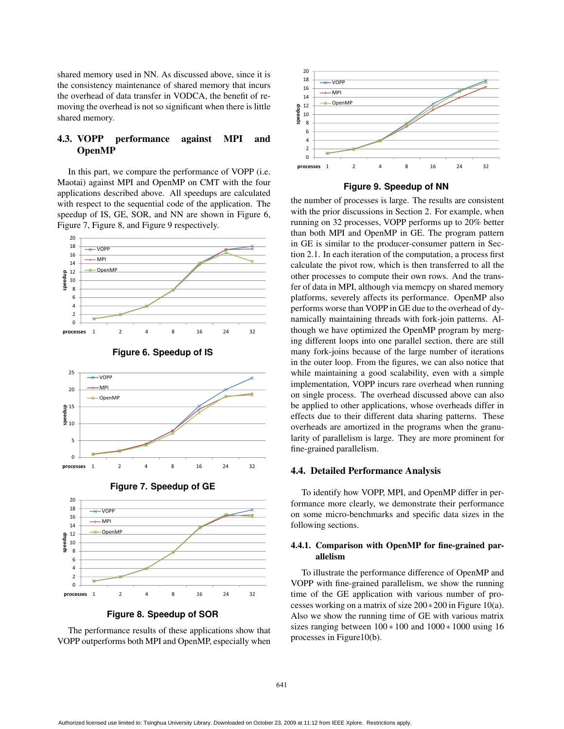shared memory used in NN. As discussed above, since it is the consistency maintenance of shared memory that incurs the overhead of data transfer in VODCA, the benefit of removing the overhead is not so significant when there is little shared memory.

### 4.3. VOPP performance against MPI and OpenMP

In this part, we compare the performance of VOPP (i.e. Maotai) against MPI and OpenMP on CMT with the four applications described above. All speedups are calculated with respect to the sequential code of the application. The speedup of IS, GE, SOR, and NN are shown in Figure 6, Figure 7, Figure 8, and Figure 9 respectively.

**Figure 6. Speedup of IS**

**Figure 7. Speedup of GE**

**Figure 8. Speedup of SOR**

The performance results of these applications show that VOPP outperforms both MPI and OpenMP, especially when the number of processes is large. The results are consistent with the prior discussions in Section 2. For example, when running on 32 processes, VOPP performs up to 20% better than both MPI and OpenMP in GE. The program pattern in GE is similar to the producer-consumer pattern in Section 2.1. In each iteration of the computation, a process first calculate the pivot row, which is then transferred to all the other processes to compute their own rows. And the transfer of data in MPI, although via memcpy on shared memory platforms, severely affects its performance. OpenMP also performs worse than VOPP in GE due to the overhead of dynamically maintaining threads with fork-join patterns. Although we have optimized the OpenMP program by merging different loops into one parallel section, there are still many fork-joins because of the large number of iterations in the outer loop. From the figures, we can also notice that while maintaining a good scalability, even with a simple implementation, VOPP incurs rare overhead when running on single process. The overhead discussed above can also be applied to other applications, whose overheads differ in effects due to their different data sharing patterns. These overheads are amortized in the programs when the granularity of parallelism is large. They are more prominent for fine-grained parallelism.

**Figure 9. Speedup of NN**

### 4.4. Detailed Performance Analysis

To identify how VOPP, MPI, and OpenMP differ in performance more clearly, we demonstrate their performance on some micro-benchmarks and specific data sizes in the following sections.

#### 4.4.1. Comparison with OpenMP for fine-grained parallelism

To illustrate the performance difference of OpenMP and VOPP with fine-grained parallelism, we show the running time of the GE application with various number of processes working on a matrix of size $200 * 200$ in Figure 10(a). Also we show the running time of GE with various matrix sizes ranging between $100 * 100$ and $1000 * 1000$ using 16 processes in Figure10(b).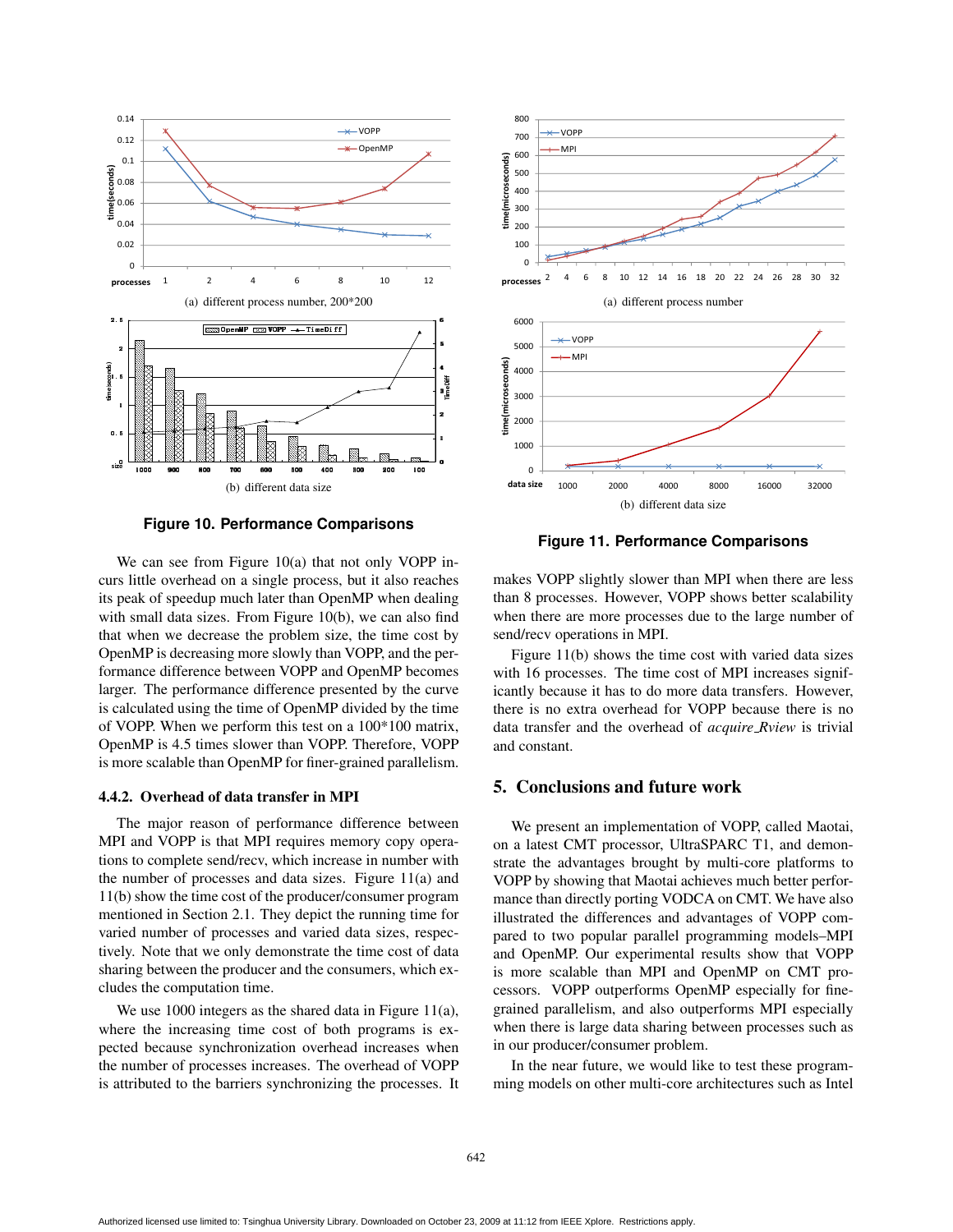(a) different process number, 200*200

(b) different data size

**Figure 10. Performance Comparisons**

We can see from Figure 10(a) that not only VOPP incurs little overhead on a single process, but it also reaches its peak of speedup much later than OpenMP when dealing with small data sizes. From Figure 10(b), we can also find that when we decrease the problem size, the time cost by OpenMP is decreasing more slowly than VOPP, and the performance difference between VOPP and OpenMP becomes larger. The performance difference presented by the curve is calculated using the time of OpenMP divided by the time of VOPP. When we perform this test on a 100*100 matrix, OpenMP is 4.5 times slower than VOPP. Therefore, VOPP is more scalable than OpenMP for finer-grained parallelism.

### 4.4.2. Overhead of data transfer in MPI

The major reason of performance difference between MPI and VOPP is that MPI requires memory copy operations to complete send/recv, which increase in number with the number of processes and data sizes. Figure 11(a) and 11(b) show the time cost of the producer/consumer program mentioned in Section 2.1. They depict the running time for varied number of processes and varied data sizes, respectively. Note that we only demonstrate the time cost of data sharing between the producer and the consumers, which excludes the computation time.

We use 1000 integers as the shared data in Figure 11(a), where the increasing time cost of both programs is expected because synchronization overhead increases when the number of processes increases. The overhead of VOPP is attributed to the barriers synchronizing the processes. It makes VOPP slightly slower than MPI when there are less than 8 processes. However, VOPP shows better scalability when there are more processes due to the large number of send/recv operations in MPI.

Figure 11(b) shows the time cost with varied data sizes with 16 processes. The time cost of MPI increases significantly because it has to do more data transfers. However, there is no extra overhead for VOPP because there is no data transfer and the overhead of *acquire_Rview* is trivial and constant.

(a) different process number

(b) different data size

**Figure 11. Performance Comparisons**

## 5. Conclusions and future work

We present an implementation of VOPP, called Maotai, on a latest CMT processor, UltraSPARC T1, and demonstrate the advantages brought by multi-core platforms to VOPP by showing that Maotai achieves much better performance than directly porting VODCA on CMT. We have also illustrated the differences and advantages of VOPP compared to two popular parallel programming models–MPI and OpenMP. Our experimental results show that VOPP is more scalable than MPI and OpenMP on CMT processors. VOPP outperforms OpenMP especially for fine-grained parallelism, and also outperforms MPI especially when there is large data sharing between processes such as in our producer/consumer problem.

In the near future, we would like to test these programming models on other multi-core architectures such as Intel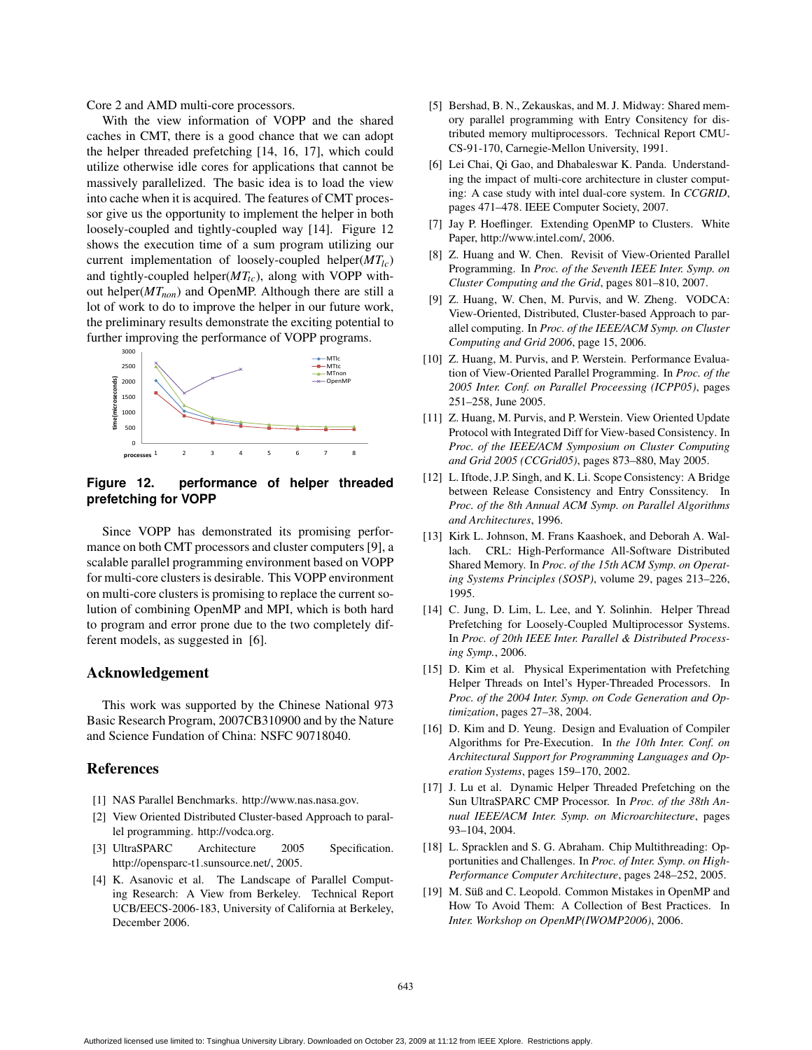Core 2 and AMD multi-core processors.

With the view information of VOPP and the shared caches in CMT, there is a good chance that we can adopt the helper threaded prefetching [14, 16, 17], which could utilize otherwise idle cores for applications that cannot be massively parallelized. The basic idea is to load the view into cache when it is acquired. The features of CMT processor give us the opportunity to implement the helper in both loosely-coupled and tightly-coupled way [14]. Figure 12 shows the execution time of a sum program utilizing our current implementation of loosely-coupled helper($MT_{lc}$) and tightly-coupled helper($MT_{tc}$), along with VOPP without helper($MT_{non}$) and OpenMP. Although there are still a lot of work to do to improve the helper in our future work, the preliminary results demonstrate the exciting potential to further improving the performance of VOPP programs.

3000
2500
2000
1500
1000
500
0
time(microseconds)
processes 1 2 3 4 5 6 7 8
MTlc
MTtc
MTnon
OpenMP

**Figure 12. performance of helper threaded prefetching for VOPP**

Since VOPP has demonstrated its promising performance on both CMT processors and cluster computers [9], a scalable parallel programming environment based on VOPP for multi-core clusters is desirable. This VOPP environment on multi-core clusters is promising to replace the current solution of combining OpenMP and MPI, which is both hard to program and error prone due to the two completely different models, as suggested in [6].

## Acknowledgement

This work was supported by the Chinese National 973 Basic Research Program, 2007CB310900 and by the Nature and Science Fundation of China: NSFC 90718040.

## References

[1] NAS Parallel Benchmarks. http://www.nas.nasa.gov.

[2] View Oriented Distributed Cluster-based Approach to parallel programming. http://vodca.org.

[3] UltraSPARC Architecture 2005 Specification. http://opensparc-t1.sunsource.net/, 2005.

[4] K. Asanovic et al. The Landscape of Parallel Computing Research: A View from Berkeley. Technical Report UCB/EECS-2006-183, University of California at Berkeley, December 2006.

[5] Bershad, B. N., Zekauskas, and M. J. Midway: Shared memory parallel programming with Entry Consistency for distributed memory multiprocessors. Technical Report CMU-CS-91-170, Carnegie-Mellon University, 1991.

[6] Lei Chai, Qi Gao, and Dhabaleswar K. Panda. Understanding the impact of multi-core architecture in cluster computing: A case study with intel dual-core system. In *CCGRID*, pages 471–478. IEEE Computer Society, 2007.

[7] Jay P. Hoeflinger. Extending OpenMP to Clusters. White Paper, http://www.intel.com/, 2006.

[8] Z. Huang and W. Chen. Revisit of View-Oriented Parallel Programming. In *Proc. of the Seventh IEEE Inter. Symp. on Cluster Computing and the Grid*, pages 801–810, 2007.

[9] Z. Huang, W. Chen, M. Purvis, and W. Zheng. VODCA: View-Oriented, Distributed, Cluster-based Approach to parallel computing. In *Proc. of the IEEE/ACM Symp. on Cluster Computing and Grid 2006*, page 15, 2006.

[10] Z. Huang, M. Purvis, and P. Werstein. Performance Evaluation of View-Oriented Parallel Programming. In *Proc. of the 2005 Inter. Conf. on Parallel Proceessing (ICPP05)*, pages 251–258, June 2005.

[11] Z. Huang, M. Purvis, and P. Werstein. View Oriented Update Protocol with Integrated Diff for View-based Consistency. In *Proc. of the IEEE/ACM Symposium on Cluster Computing and Grid 2005 (CCGrid05)*, pages 873–880, May 2005.

[12] L. Iftode, J.P. Singh, and K. Li. Scope Consistency: A Bridge between Release Consistency and Entry Conssitency. In *Proc. of the 8th Annual ACM Symp. on Parallel Algorithms and Architectures*, 1996.

[13] Kirk L. Johnson, M. Frans Kaashoek, and Deborah A. Wallach. CRL: High-Performance All-Software Distributed Shared Memory. In *Proc. of the 15th ACM Symp. on Operating Systems Principles (SOSP)*, volume 29, pages 213–226, 1995.

[14] C. Jung, D. Lim, L. Lee, and Y. Solinhin. Helper Thread Prefetching for Loosely-Coupled Multiprocessor Systems. In *Proc. of 20th IEEE Inter. Parallel & Distributed Processing Symp.*, 2006.

[15] D. Kim et al. Physical Experimentation with Prefetching Helper Threads on Intel's Hyper-Threaded Processors. In *Proc. of the 2004 Inter. Symp. on Code Generation and Optimization*, pages 27–38, 2004.

[16] D. Kim and D. Yeung. Design and Evaluation of Compiler Algorithms for Pre-Execution. In *the 10th Inter. Conf. on Architectural Support for Programming Languages and Operation Systems*, pages 159–170, 2002.

[17] J. Lu et al. Dynamic Helper Threaded Prefetching on the Sun UltraSPARC CMP Processor. In *Proc. of the 38th Annual IEEE/ACM Inter. Symp. on Microarchitecture*, pages 93–104, 2004.

[18] L. Spracklen and S. G. Abraham. Chip Multithreading: Opportunities and Challenges. In *Proc. of Inter. Symp. on High-Performance Computer Architecture*, pages 248–252, 2005.

[19] M. Süß and C. Leopold. Common Mistakes in OpenMP and How To Avoid Them: A Collection of Best Practices. In *Inter. Workshop on OpenMP(IWOMP2006)*, 2006.